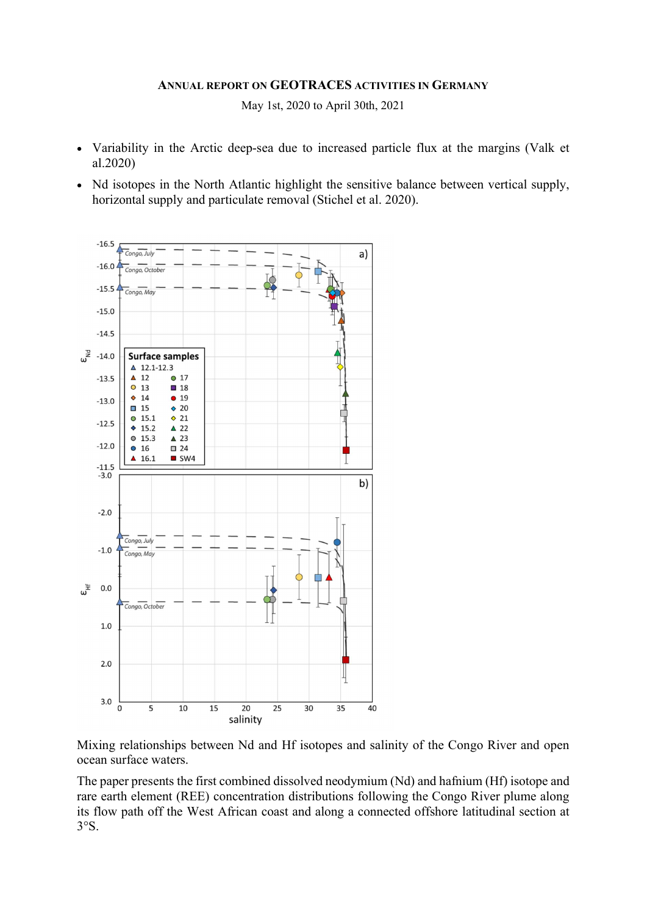**ANNUAL REPORT ON GEOTRACES ACTIVITIES IN GERMANY**

May 1st, 2020 to April 30th, 2021

- Variability in the Arctic deep-sea due to increased particle flux at the margins (Valk et al.2020)
- Nd isotopes in the North Atlantic highlight the sensitive balance between vertical supply, horizontal supply and particulate removal (Stichel et al. 2020).

Mixing relationships between Nd and Hf isotopes and salinity of the Congo River and open ocean surface waters.

The paper presents the first combined dissolved neodymium (Nd) and hafnium (Hf) isotope and rare earth element (REE) concentration distributions following the Congo River plume along its flow path off the West African coast and along a connected offshore latitudinal section at 3°S.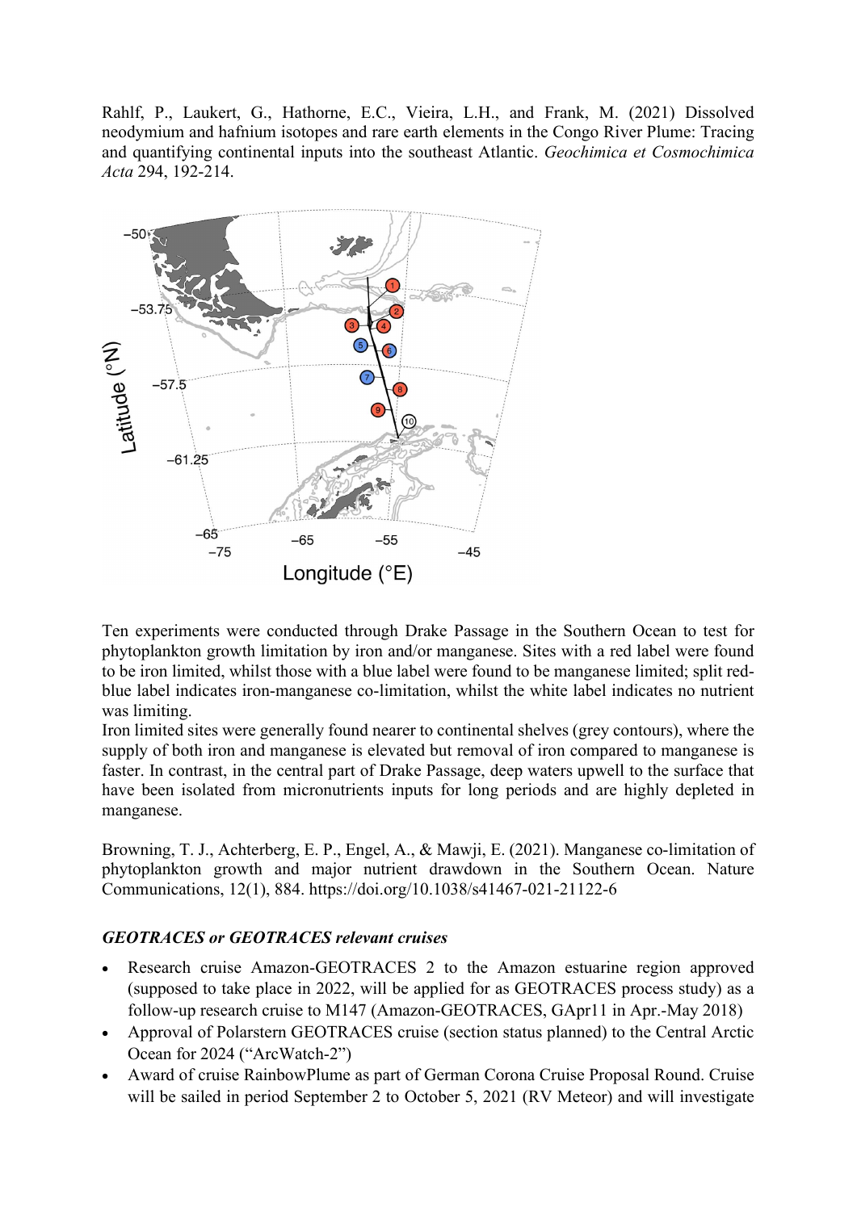Rahlf, P., Laukert, G., Hathorne, E.C., Vieira, L.H., and Frank, M. (2021) Dissolved neodymium and hafnium isotopes and rare earth elements in the Congo River Plume: Tracing and quantifying continental inputs into the southeast Atlantic. *Geochimica et Cosmochimica Acta* 294, 192-214.

Ten experiments were conducted through Drake Passage in the Southern Ocean to test for phytoplankton growth limitation by iron and/or manganese. Sites with a red label were found to be iron limited, whilst those with a blue label were found to be manganese limited; split red-blue label indicates iron-manganese co-limitation, whilst the white label indicates no nutrient was limiting.

Iron limited sites were generally found nearer to continental shelves (grey contours), where the supply of both iron and manganese is elevated but removal of iron compared to manganese is faster. In contrast, in the central part of Drake Passage, deep waters upwell to the surface that have been isolated from micronutrients inputs for long periods and are highly depleted in manganese.

Browning, T. J., Achterberg, E. P., Engel, A., & Mawji, E. (2021). Manganese co-limitation of phytoplankton growth and major nutrient drawdown in the Southern Ocean. Nature Communications, 12(1), 884. https://doi.org/10.1038/s41467-021-21122-6

### *GEOTRACES or GEOTRACES relevant cruises*

- Research cruise Amazon-GEOTRACES 2 to the Amazon estuarine region approved (supposed to take place in 2022, will be applied for as GEOTRACES process study) as a follow-up research cruise to M147 (Amazon-GEOTRACES, GApr11 in Apr.-May 2018)
- Approval of Polarstern GEOTRACES cruise (section status planned) to the Central Arctic Ocean for 2024 ("ArcWatch-2")
- Award of cruise RainbowPlume as part of German Corona Cruise Proposal Round. Cruise will be sailed in period September 2 to October 5, 2021 (RV Meteor) and will investigate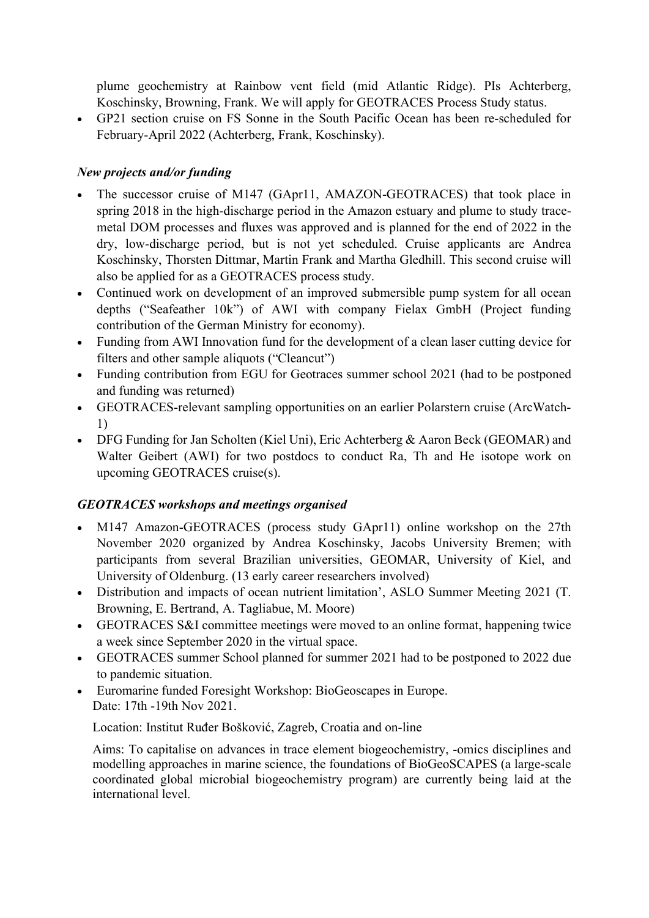plume geochemistry at Rainbow vent field (mid Atlantic Ridge). PIs Achterberg, Koschinsky, Browning, Frank. We will apply for GEOTRACES Process Study status.

- GP21 section cruise on FS Sonne in the South Pacific Ocean has been re-scheduled for February-April 2022 (Achterberg, Frank, Koschinsky).

### *New projects and/or funding*

- The successor cruise of M147 (GApr11, AMAZON-GEOTRACES) that took place in spring 2018 in the high-discharge period in the Amazon estuary and plume to study trace-metal DOM processes and fluxes was approved and is planned for the end of 2022 in the dry, low-discharge period, but is not yet scheduled. Cruise applicants are Andrea Koschinsky, Thorsten Dittmar, Martin Frank and Martha Gledhill. This second cruise will also be applied for as a GEOTRACES process study.
- Continued work on development of an improved submersible pump system for all ocean depths ("Seafeather 10k") of AWI with company Fielax GmbH (Project funding contribution of the German Ministry for economy).
- Funding from AWI Innovation fund for the development of a clean laser cutting device for filters and other sample aliquots ("Cleancut")
- Funding contribution from EGU for Geotraces summer school 2021 (had to be postponed and funding was returned)
- GEOTRACES-relevant sampling opportunities on an earlier Polarstern cruise (ArcWatch-1)
- DFG Funding for Jan Scholten (Kiel Uni), Eric Achterberg & Aaron Beck (GEOMAR) and Walter Geibert (AWI) for two postdocs to conduct Ra, Th and He isotope work on upcoming GEOTRACES cruise(s).

### *GEOTRACES workshops and meetings organised*

- M147 Amazon-GEOTRACES (process study GApr11) online workshop on the 27th November 2020 organized by Andrea Koschinsky, Jacobs University Bremen; with participants from several Brazilian universities, GEOMAR, University of Kiel, and University of Oldenburg. (13 early career researchers involved)
- Distribution and impacts of ocean nutrient limitation', ASLO Summer Meeting 2021 (T. Browning, E. Bertrand, A. Tagliabue, M. Moore)
- GEOTRACES S&I committee meetings were moved to an online format, happening twice a week since September 2020 in the virtual space.
- GEOTRACES summer School planned for summer 2021 had to be postponed to 2022 due to pandemic situation.
- Euromarine funded Foresight Workshop: BioGeoscapes in Europe.
  Date: 17th -19th Nov 2021.

  Location: Institut Ruđer Bošković, Zagreb, Croatia and on-line

  Aims: To capitalise on advances in trace element biogeochemistry, -omics disciplines and modelling approaches in marine science, the foundations of BioGeoSCAPES (a large-scale coordinated global microbial biogeochemistry program) are currently being laid at the international level.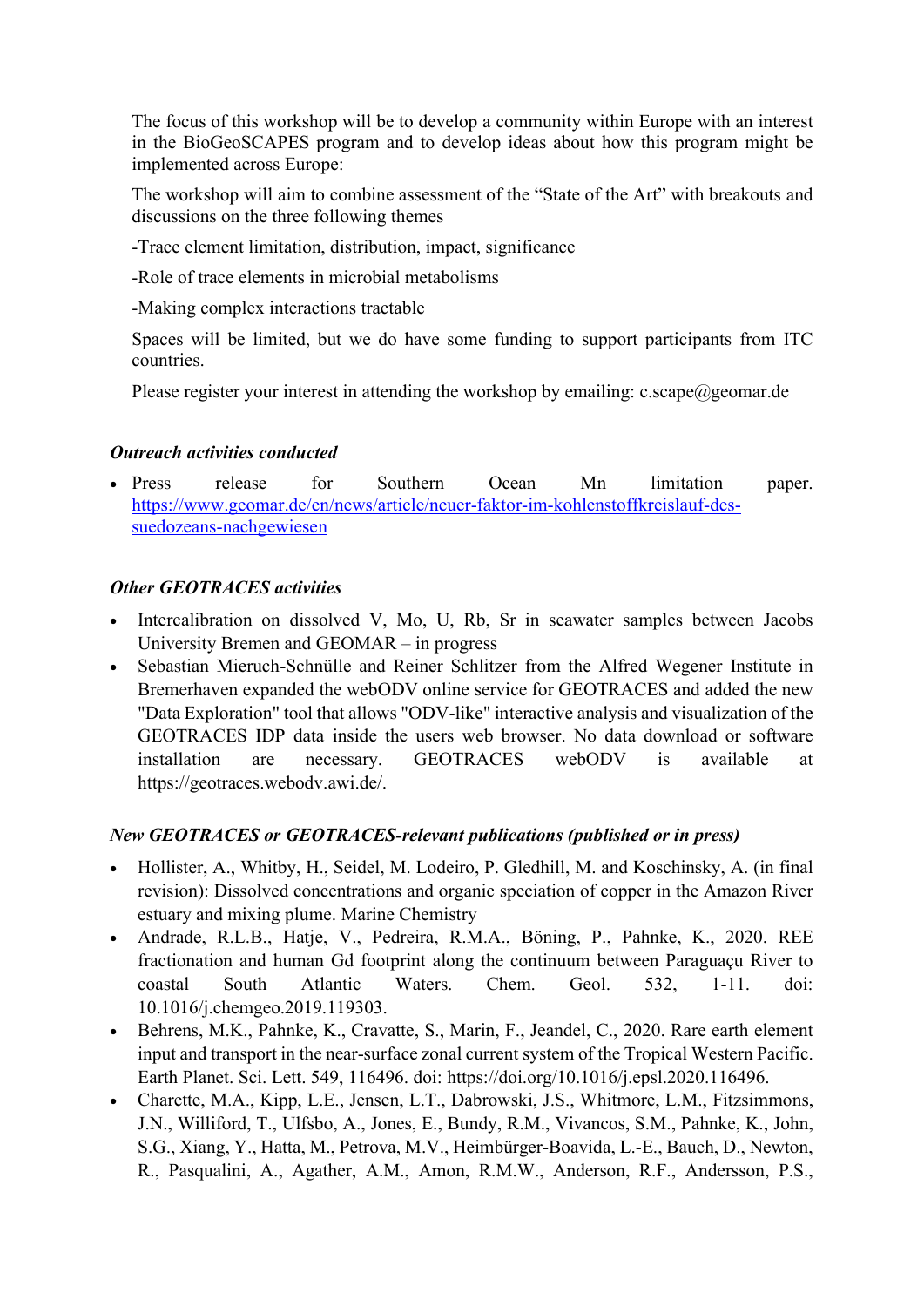The focus of this workshop will be to develop a community within Europe with an interest in the BioGeoSCAPES program and to develop ideas about how this program might be implemented across Europe:

The workshop will aim to combine assessment of the "State of the Art" with breakouts and discussions on the three following themes

-Trace element limitation, distribution, impact, significance

-Role of trace elements in microbial metabolisms

-Making complex interactions tractable

Spaces will be limited, but we do have some funding to support participants from ITC countries.

Please register your interest in attending the workshop by emailing: c.scape@geomar.de

***Outreach activities conducted***

- Press release for Southern Ocean Mn limitation paper. [https://www.geomar.de/en/news/article/neuer-faktor-im-kohlenstoffkreislauf-des-suedozeans-nachgewiesen](https://www.geomar.de/en/news/article/neuer-faktor-im-kohlenstoffkreislauf-des-suedozeans-nachgewiesen)

***Other GEOTRACES activities***

- Intercalibration on dissolved V, Mo, U, Rb, Sr in seawater samples between Jacobs University Bremen and GEOMAR – in progress
- Sebastian Mieruch-Schnülle and Reiner Schlitzer from the Alfred Wegener Institute in Bremerhaven expanded the webODV online service for GEOTRACES and added the new "Data Exploration" tool that allows "ODV-like" interactive analysis and visualization of the GEOTRACES IDP data inside the users web browser. No data download or software installation are necessary. GEOTRACES webODV is available at https://geotraces.webodv.awi.de/.

***New GEOTRACES or GEOTRACES-relevant publications (published or in press)***

- Hollister, A., Whitby, H., Seidel, M. Lodeiro, P. Gledhill, M. and Koschinsky, A. (in final revision): Dissolved concentrations and organic speciation of copper in the Amazon River estuary and mixing plume. Marine Chemistry
- Andrade, R.L.B., Hatje, V., Pedreira, R.M.A., Böning, P., Pahnke, K., 2020. REE fractionation and human Gd footprint along the continuum between Paraguaçu River to coastal South Atlantic Waters. Chem. Geol. 532, 1-11. doi: 10.1016/j.chemgeo.2019.119303.
- Behrens, M.K., Pahnke, K., Cravatte, S., Marin, F., Jeandel, C., 2020. Rare earth element input and transport in the near-surface zonal current system of the Tropical Western Pacific. Earth Planet. Sci. Lett. 549, 116496. doi: https://doi.org/10.1016/j.epsl.2020.116496.
- Charette, M.A., Kipp, L.E., Jensen, L.T., Dabrowski, J.S., Whitmore, L.M., Fitzsimmons, J.N., Williford, T., Ulfsbo, A., Jones, E., Bundy, R.M., Vivancos, S.M., Pahnke, K., John, S.G., Xiang, Y., Hatta, M., Petrova, M.V., Heimbürger-Boavida, L.-E., Bauch, D., Newton, R., Pasqualini, A., Agather, A.M., Amon, R.M.W., Anderson, R.F., Andersson, P.S.,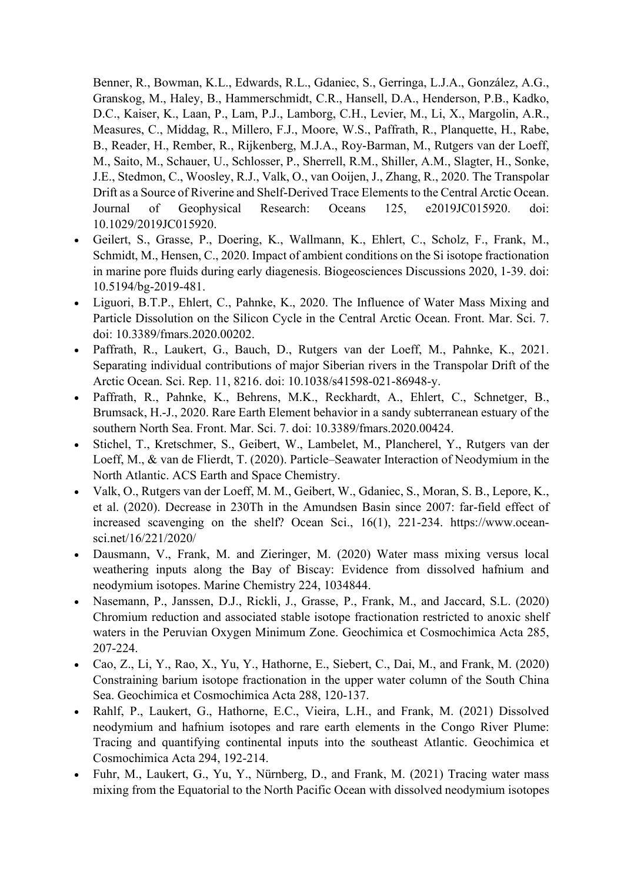Benner, R., Bowman, K.L., Edwards, R.L., Gdaniec, S., Gerringa, L.J.A., González, A.G., Granskog, M., Haley, B., Hammerschmidt, C.R., Hansell, D.A., Henderson, P.B., Kadko, D.C., Kaiser, K., Laan, P., Lam, P.J., Lamborg, C.H., Levier, M., Li, X., Margolin, A.R., Measures, C., Middag, R., Millero, F.J., Moore, W.S., Paffrath, R., Planquette, H., Rabe, B., Reader, H., Rember, R., Rijkenberg, M.J.A., Roy-Barman, M., Rutgers van der Loeff, M., Saito, M., Schauer, U., Schlosser, P., Sherrell, R.M., Shiller, A.M., Slagter, H., Sonke, J.E., Stedmon, C., Woosley, R.J., Valk, O., van Ooijen, J., Zhang, R., 2020. The Transpolar Drift as a Source of Riverine and Shelf-Derived Trace Elements to the Central Arctic Ocean. Journal of Geophysical Research: Oceans 125, e2019JC015920. doi: 10.1029/2019JC015920.

- Geilert, S., Grasse, P., Doering, K., Wallmann, K., Ehlert, C., Scholz, F., Frank, M., Schmidt, M., Hensen, C., 2020. Impact of ambient conditions on the Si isotope fractionation in marine pore fluids during early diagenesis. Biogeosciences Discussions 2020, 1-39. doi: 10.5194/bg-2019-481.
- Liguori, B.T.P., Ehlert, C., Pahnke, K., 2020. The Influence of Water Mass Mixing and Particle Dissolution on the Silicon Cycle in the Central Arctic Ocean. Front. Mar. Sci. 7. doi: 10.3389/fmars.2020.00202.
- Paffrath, R., Laukert, G., Bauch, D., Rutgers van der Loeff, M., Pahnke, K., 2021. Separating individual contributions of major Siberian rivers in the Transpolar Drift of the Arctic Ocean. Sci. Rep. 11, 8216. doi: 10.1038/s41598-021-86948-y.
- Paffrath, R., Pahnke, K., Behrens, M.K., Reckhardt, A., Ehlert, C., Schnetger, B., Brumsack, H.-J., 2020. Rare Earth Element behavior in a sandy subterranean estuary of the southern North Sea. Front. Mar. Sci. 7. doi: 10.3389/fmars.2020.00424.
- Stichel, T., Kretschmer, S., Geibert, W., Lambelet, M., Plancherel, Y., Rutgers van der Loeff, M., & van de Flierdt, T. (2020). Particle–Seawater Interaction of Neodymium in the North Atlantic. ACS Earth and Space Chemistry.
- Valk, O., Rutgers van der Loeff, M. M., Geibert, W., Gdaniec, S., Moran, S. B., Lepore, K., et al. (2020). Decrease in 230Th in the Amundsen Basin since 2007: far-field effect of increased scavenging on the shelf? Ocean Sci., 16(1), 221-234. https://www.ocean-sci.net/16/221/2020/
- Dausmann, V., Frank, M. and Zieringer, M. (2020) Water mass mixing versus local weathering inputs along the Bay of Biscay: Evidence from dissolved hafnium and neodymium isotopes. Marine Chemistry 224, 1034844.
- Nasemann, P., Janssen, D.J., Rickli, J., Grasse, P., Frank, M., and Jaccard, S.L. (2020) Chromium reduction and associated stable isotope fractionation restricted to anoxic shelf waters in the Peruvian Oxygen Minimum Zone. Geochimica et Cosmochimica Acta 285, 207-224.
- Cao, Z., Li, Y., Rao, X., Yu, Y., Hathorne, E., Siebert, C., Dai, M., and Frank, M. (2020) Constraining barium isotope fractionation in the upper water column of the South China Sea. Geochimica et Cosmochimica Acta 288, 120-137.
- Rahlf, P., Laukert, G., Hathorne, E.C., Vieira, L.H., and Frank, M. (2021) Dissolved neodymium and hafnium isotopes and rare earth elements in the Congo River Plume: Tracing and quantifying continental inputs into the southeast Atlantic. Geochimica et Cosmochimica Acta 294, 192-214.
- Fuhr, M., Laukert, G., Yu, Y., Nürnberg, D., and Frank, M. (2021) Tracing water mass mixing from the Equatorial to the North Pacific Ocean with dissolved neodymium isotopes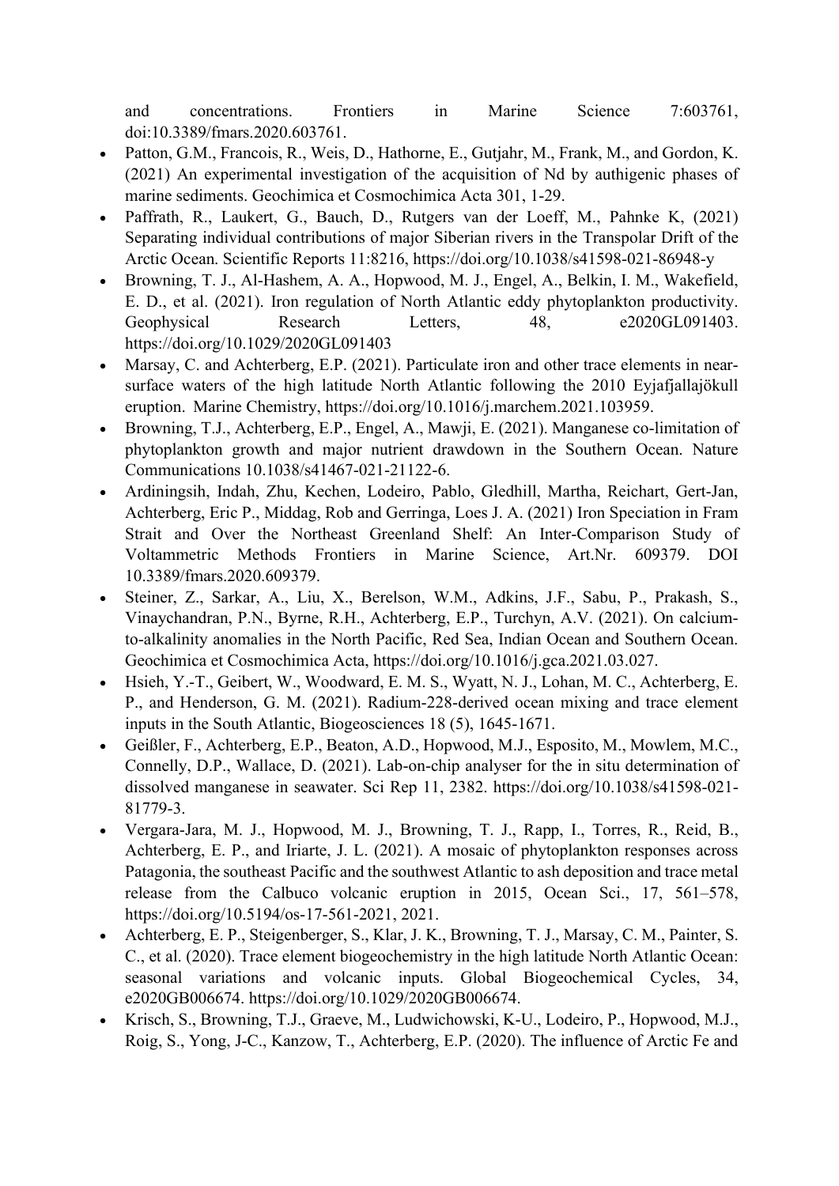and concentrations. Frontiers in Marine Science 7:603761, doi:10.3389/fmars.2020.603761.

- Patton, G.M., Francois, R., Weis, D., Hathorne, E., Gutjahr, M., Frank, M., and Gordon, K. (2021) An experimental investigation of the acquisition of Nd by authigenic phases of marine sediments. Geochimica et Cosmochimica Acta 301, 1-29.
- Paffrath, R., Laukert, G., Bauch, D., Rutgers van der Loeff, M., Pahnke K, (2021) Separating individual contributions of major Siberian rivers in the Transpolar Drift of the Arctic Ocean. Scientific Reports 11:8216, https://doi.org/10.1038/s41598-021-86948-y
- Browning, T. J., Al-Hashem, A. A., Hopwood, M. J., Engel, A., Belkin, I. M., Wakefield, E. D., et al. (2021). Iron regulation of North Atlantic eddy phytoplankton productivity. Geophysical Research Letters, 48, e2020GL091403. https://doi.org/10.1029/2020GL091403
- Marsay, C. and Achterberg, E.P. (2021). Particulate iron and other trace elements in near-surface waters of the high latitude North Atlantic following the 2010 Eyjafjallajökull eruption. Marine Chemistry, https://doi.org/10.1016/j.marchem.2021.103959.
- Browning, T.J., Achterberg, E.P., Engel, A., Mawji, E. (2021). Manganese co-limitation of phytoplankton growth and major nutrient drawdown in the Southern Ocean. Nature Communications 10.1038/s41467-021-21122-6.
- Ardiningsih, Indah, Zhu, Kechen, Lodeiro, Pablo, Gledhill, Martha, Reichart, Gert-Jan, Achterberg, Eric P., Middag, Rob and Gerringa, Loes J. A. (2021) Iron Speciation in Fram Strait and Over the Northeast Greenland Shelf: An Inter-Comparison Study of Voltammetric Methods Frontiers in Marine Science, Art.Nr. 609379. DOI 10.3389/fmars.2020.609379.
- Steiner, Z., Sarkar, A., Liu, X., Berelson, W.M., Adkins, J.F., Sabu, P., Prakash, S., Vinaychandran, P.N., Byrne, R.H., Achterberg, E.P., Turchyn, A.V. (2021). On calcium-to-alkalinity anomalies in the North Pacific, Red Sea, Indian Ocean and Southern Ocean. Geochimica et Cosmochimica Acta, https://doi.org/10.1016/j.gca.2021.03.027.
- Hsieh, Y.-T., Geibert, W., Woodward, E. M. S., Wyatt, N. J., Lohan, M. C., Achterberg, E. P., and Henderson, G. M. (2021). Radium-228-derived ocean mixing and trace element inputs in the South Atlantic, Biogeosciences 18 (5), 1645-1671.
- Geißler, F., Achterberg, E.P., Beaton, A.D., Hopwood, M.J., Esposito, M., Mowlem, M.C., Connelly, D.P., Wallace, D. (2021). Lab-on-chip analyser for the in situ determination of dissolved manganese in seawater. Sci Rep 11, 2382. https://doi.org/10.1038/s41598-021-81779-3.
- Vergara-Jara, M. J., Hopwood, M. J., Browning, T. J., Rapp, I., Torres, R., Reid, B., Achterberg, E. P., and Iriarte, J. L. (2021). A mosaic of phytoplankton responses across Patagonia, the southeast Pacific and the southwest Atlantic to ash deposition and trace metal release from the Calbuco volcanic eruption in 2015, Ocean Sci., 17, 561–578, https://doi.org/10.5194/os-17-561-2021, 2021.
- Achterberg, E. P., Steigenberger, S., Klar, J. K., Browning, T. J., Marsay, C. M., Painter, S. C., et al. (2020). Trace element biogeochemistry in the high latitude North Atlantic Ocean: seasonal variations and volcanic inputs. Global Biogeochemical Cycles, 34, e2020GB006674. https://doi.org/10.1029/2020GB006674.
- Krisch, S., Browning, T.J., Graeve, M., Ludwichowski, K-U., Lodeiro, P., Hopwood, M.J., Roig, S., Yong, J-C., Kanzow, T., Achterberg, E.P. (2020). The influence of Arctic Fe and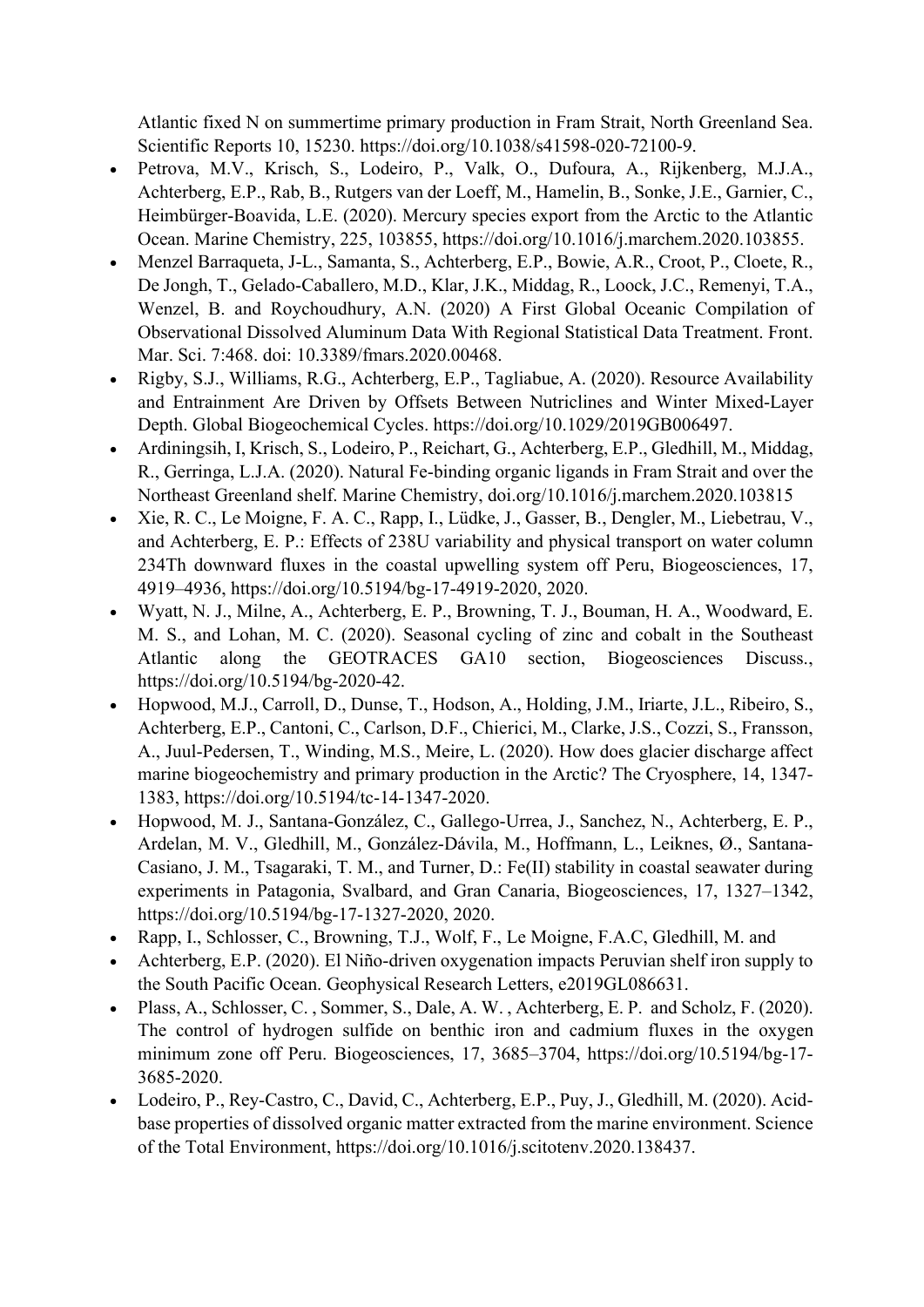Atlantic fixed N on summertime primary production in Fram Strait, North Greenland Sea. Scientific Reports 10, 15230. https://doi.org/10.1038/s41598-020-72100-9.

- Petrova, M.V., Krisch, S., Lodeiro, P., Valk, O., Dufoura, A., Rijkenberg, M.J.A., Achterberg, E.P., Rab, B., Rutgers van der Loeff, M., Hamelin, B., Sonke, J.E., Garnier, C., Heimbürger-Boavida, L.E. (2020). Mercury species export from the Arctic to the Atlantic Ocean. Marine Chemistry, 225, 103855, https://doi.org/10.1016/j.marchem.2020.103855.
- Menzel Barraqueta, J-L., Samanta, S., Achterberg, E.P., Bowie, A.R., Croot, P., Cloete, R., De Jongh, T., Gelado-Caballero, M.D., Klar, J.K., Middag, R., Loock, J.C., Remenyi, T.A., Wenzel, B. and Roychoudhury, A.N. (2020) A First Global Oceanic Compilation of Observational Dissolved Aluminum Data With Regional Statistical Data Treatment. Front. Mar. Sci. 7:468. doi: 10.3389/fmars.2020.00468.
- Rigby, S.J., Williams, R.G., Achterberg, E.P., Tagliabue, A. (2020). Resource Availability and Entrainment Are Driven by Offsets Between Nutriclines and Winter Mixed-Layer Depth. Global Biogeochemical Cycles. https://doi.org/10.1029/2019GB006497.
- Ardiningsih, I, Krisch, S., Lodeiro, P., Reichart, G., Achterberg, E.P., Gledhill, M., Middag, R., Gerringa, L.J.A. (2020). Natural Fe-binding organic ligands in Fram Strait and over the Northeast Greenland shelf. Marine Chemistry, doi.org/10.1016/j.marchem.2020.103815
- Xie, R. C., Le Moigne, F. A. C., Rapp, I., Lüdke, J., Gasser, B., Dengler, M., Liebetrau, V., and Achterberg, E. P.: Effects of 238U variability and physical transport on water column 234Th downward fluxes in the coastal upwelling system off Peru, Biogeosciences, 17, 4919–4936, https://doi.org/10.5194/bg-17-4919-2020, 2020.
- Wyatt, N. J., Milne, A., Achterberg, E. P., Browning, T. J., Bouman, H. A., Woodward, E. M. S., and Lohan, M. C. (2020). Seasonal cycling of zinc and cobalt in the Southeast Atlantic along the GEOTRACES GA10 section, Biogeosciences Discuss., https://doi.org/10.5194/bg-2020-42.
- Hopwood, M.J., Carroll, D., Dunse, T., Hodson, A., Holding, J.M., Iriarte, J.L., Ribeiro, S., Achterberg, E.P., Cantoni, C., Carlson, D.F., Chierici, M., Clarke, J.S., Cozzi, S., Fransson, A., Juul-Pedersen, T., Winding, M.S., Meire, L. (2020). How does glacier discharge affect marine biogeochemistry and primary production in the Arctic? The Cryosphere, 14, 1347-1383, https://doi.org/10.5194/tc-14-1347-2020.
- Hopwood, M. J., Santana-González, C., Gallego-Urrea, J., Sanchez, N., Achterberg, E. P., Ardelan, M. V., Gledhill, M., González-Dávila, M., Hoffmann, L., Leiknes, Ø., Santana-Casiano, J. M., Tsagaraki, T. M., and Turner, D.: Fe(II) stability in coastal seawater during experiments in Patagonia, Svalbard, and Gran Canaria, Biogeosciences, 17, 1327–1342, https://doi.org/10.5194/bg-17-1327-2020, 2020.
- Rapp, I., Schlosser, C., Browning, T.J., Wolf, F., Le Moigne, F.A.C, Gledhill, M. and
- Achterberg, E.P. (2020). El Niño-driven oxygenation impacts Peruvian shelf iron supply to the South Pacific Ocean. Geophysical Research Letters, e2019GL086631.
- Plass, A., Schlosser, C. , Sommer, S., Dale, A. W. , Achterberg, E. P. and Scholz, F. (2020). The control of hydrogen sulfide on benthic iron and cadmium fluxes in the oxygen minimum zone off Peru. Biogeosciences, 17, 3685–3704, https://doi.org/10.5194/bg-17-3685-2020.
- Lodeiro, P., Rey-Castro, C., David, C., Achterberg, E.P., Puy, J., Gledhill, M. (2020). Acid-base properties of dissolved organic matter extracted from the marine environment. Science of the Total Environment, https://doi.org/10.1016/j.scitotenv.2020.138437.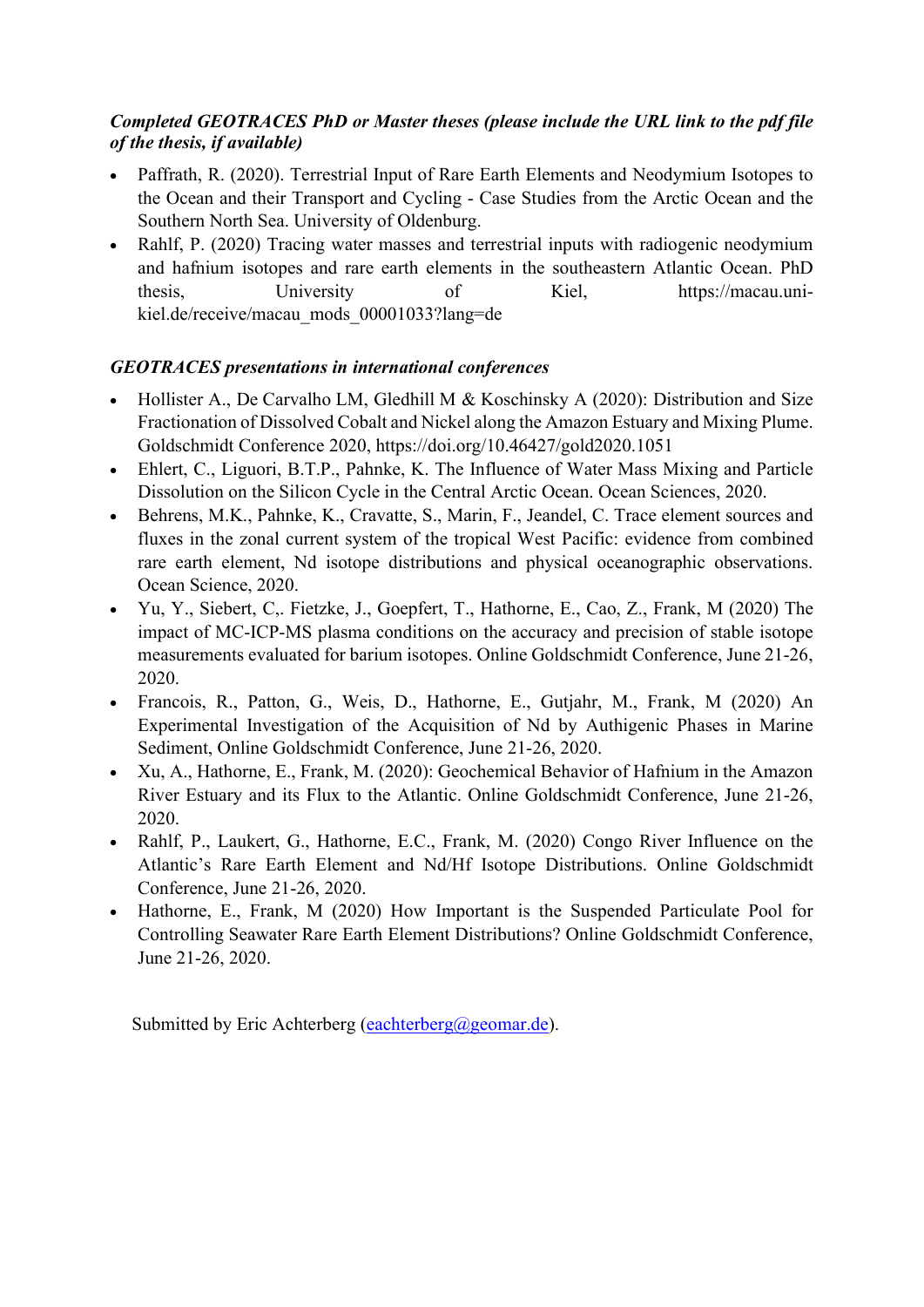***Completed GEOTRACES PhD or Master theses (please include the URL link to the pdf file of the thesis, if available)***

- Paffrath, R. (2020). Terrestrial Input of Rare Earth Elements and Neodymium Isotopes to the Ocean and their Transport and Cycling - Case Studies from the Arctic Ocean and the Southern North Sea. University of Oldenburg.
- Rahlf, P. (2020) Tracing water masses and terrestrial inputs with radiogenic neodymium and hafnium isotopes and rare earth elements in the southeastern Atlantic Ocean. PhD thesis, University of Kiel, https://macau.uni-kiel.de/receive/macau_mods_00001033?lang=de

***GEOTRACES presentations in international conferences***

- Hollister A., De Carvalho LM, Gledhill M & Koschinsky A (2020): Distribution and Size Fractionation of Dissolved Cobalt and Nickel along the Amazon Estuary and Mixing Plume. Goldschmidt Conference 2020, https://doi.org/10.46427/gold2020.1051
- Ehlert, C., Liguori, B.T.P., Pahnke, K. The Influence of Water Mass Mixing and Particle Dissolution on the Silicon Cycle in the Central Arctic Ocean. Ocean Sciences, 2020.
- Behrens, M.K., Pahnke, K., Cravatte, S., Marin, F., Jeandel, C. Trace element sources and fluxes in the zonal current system of the tropical West Pacific: evidence from combined rare earth element, Nd isotope distributions and physical oceanographic observations. Ocean Science, 2020.
- Yu, Y., Siebert, C,. Fietzke, J., Goepfert, T., Hathorne, E., Cao, Z., Frank, M (2020) The impact of MC-ICP-MS plasma conditions on the accuracy and precision of stable isotope measurements evaluated for barium isotopes. Online Goldschmidt Conference, June 21-26, 2020.
- Francois, R., Patton, G., Weis, D., Hathorne, E., Gutjahr, M., Frank, M (2020) An Experimental Investigation of the Acquisition of Nd by Authigenic Phases in Marine Sediment, Online Goldschmidt Conference, June 21-26, 2020.
- Xu, A., Hathorne, E., Frank, M. (2020): Geochemical Behavior of Hafnium in the Amazon River Estuary and its Flux to the Atlantic. Online Goldschmidt Conference, June 21-26, 2020.
- Rahlf, P., Laukert, G., Hathorne, E.C., Frank, M. (2020) Congo River Influence on the Atlantic's Rare Earth Element and Nd/Hf Isotope Distributions. Online Goldschmidt Conference, June 21-26, 2020.
- Hathorne, E., Frank, M (2020) How Important is the Suspended Particulate Pool for Controlling Seawater Rare Earth Element Distributions? Online Goldschmidt Conference, June 21-26, 2020.

Submitted by Eric Achterberg (eachterberg@geomar.de).